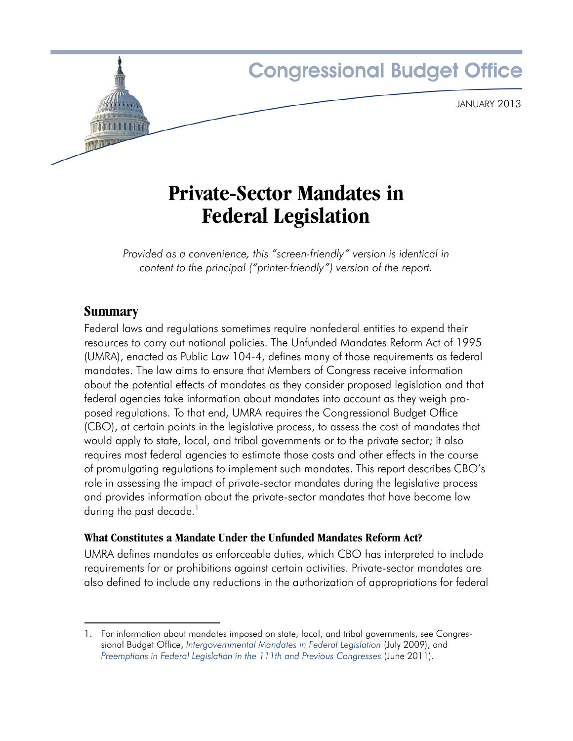Congressional Budget Office

JANUARY 2013

# Private-Sector Mandates in Federal Legislation

*Provided as a convenience, this "screen-friendly" version is identical in content to the principal ("printer-friendly") version of the report.*

## Summary

Federal laws and regulations sometimes require nonfederal entities to expend their resources to carry out national policies. The Unfunded Mandates Reform Act of 1995 (UMRA), enacted as Public Law 104-4, defines many of those requirements as federal mandates. The law aims to ensure that Members of Congress receive information about the potential effects of mandates as they consider proposed legislation and that federal agencies take information about mandates into account as they weigh proposed regulations. To that end, UMRA requires the Congressional Budget Office (CBO), at certain points in the legislative process, to assess the cost of mandates that would apply to state, local, and tribal governments or to the private sector; it also requires most federal agencies to estimate those costs and other effects in the course of promulgating regulations to implement such mandates. This report describes CBO's role in assessing the impact of private-sector mandates during the legislative process and provides information about the private-sector mandates that have become law during the past decade.[1]

### What Constitutes a Mandate Under the Unfunded Mandates Reform Act?

UMRA defines mandates as enforceable duties, which CBO has interpreted to include requirements for or prohibitions against certain activities. Private-sector mandates are also defined to include any reductions in the authorization of appropriations for federal

---

1. For information about mandates imposed on state, local, and tribal governments, see Congressional Budget Office, *Intergovernmental Mandates in Federal Legislation* (July 2009), and *Preemptions in Federal Legislation in the 111th and Previous Congresses* (June 2011).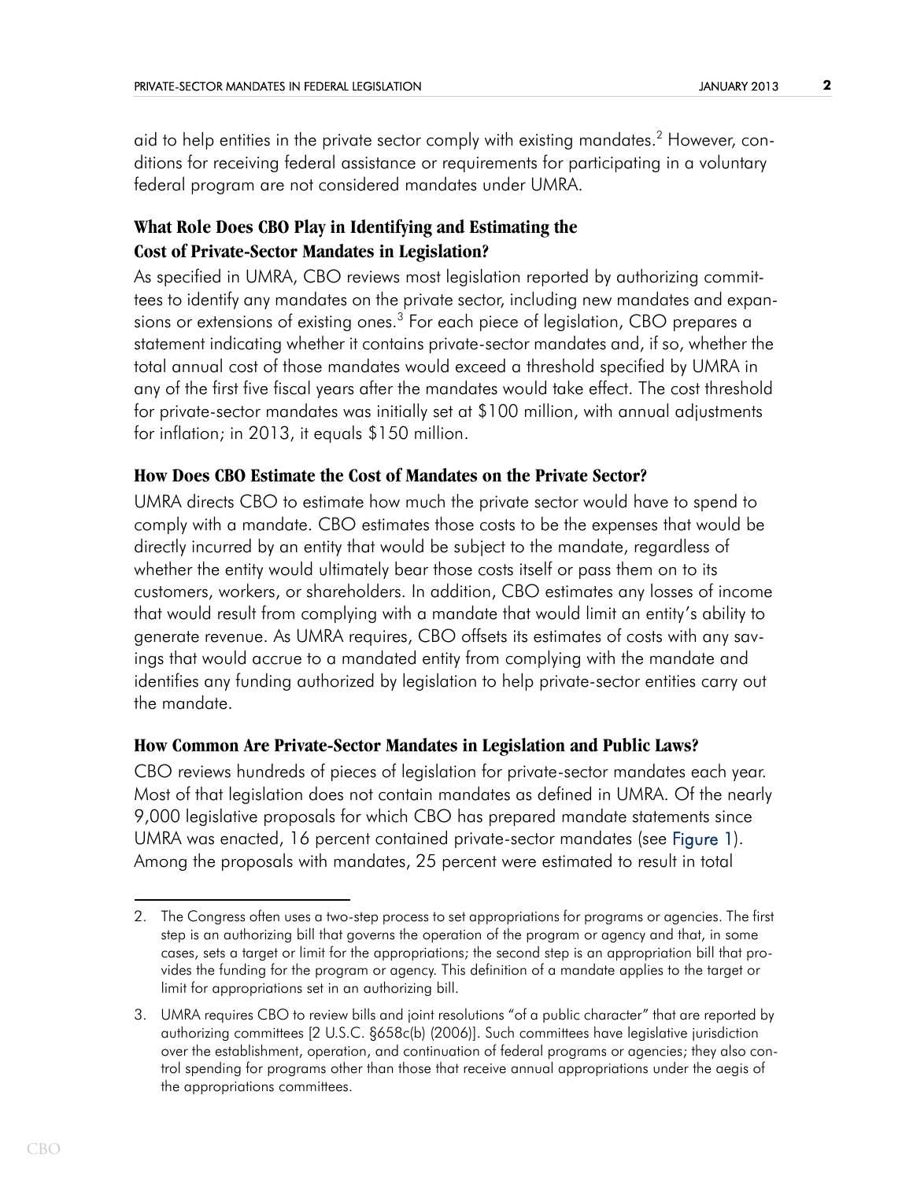aid to help entities in the private sector comply with existing mandates.[2] However, conditions for receiving federal assistance or requirements for participating in a voluntary federal program are not considered mandates under UMRA.

### What Role Does CBO Play in Identifying and Estimating the Cost of Private-Sector Mandates in Legislation?

As specified in UMRA, CBO reviews most legislation reported by authorizing committees to identify any mandates on the private sector, including new mandates and expansions or extensions of existing ones.[3] For each piece of legislation, CBO prepares a statement indicating whether it contains private-sector mandates and, if so, whether the total annual cost of those mandates would exceed a threshold specified by UMRA in any of the first five fiscal years after the mandates would take effect. The cost threshold for private-sector mandates was initially set at $100 million, with annual adjustments for inflation; in 2013, it equals $150 million.

### How Does CBO Estimate the Cost of Mandates on the Private Sector?

UMRA directs CBO to estimate how much the private sector would have to spend to comply with a mandate. CBO estimates those costs to be the expenses that would be directly incurred by an entity that would be subject to the mandate, regardless of whether the entity would ultimately bear those costs itself or pass them on to its customers, workers, or shareholders. In addition, CBO estimates any losses of income that would result from complying with a mandate that would limit an entity's ability to generate revenue. As UMRA requires, CBO offsets its estimates of costs with any savings that would accrue to a mandated entity from complying with the mandate and identifies any funding authorized by legislation to help private-sector entities carry out the mandate.

### How Common Are Private-Sector Mandates in Legislation and Public Laws?

CBO reviews hundreds of pieces of legislation for private-sector mandates each year. Most of that legislation does not contain mandates as defined in UMRA. Of the nearly 9,000 legislative proposals for which CBO has prepared mandate statements since UMRA was enacted, 16 percent contained private-sector mandates (see Figure 1). Among the proposals with mandates, 25 percent were estimated to result in total

---

2. The Congress often uses a two-step process to set appropriations for programs or agencies. The first step is an authorizing bill that governs the operation of the program or agency and that, in some cases, sets a target or limit for the appropriations; the second step is an appropriation bill that provides the funding for the program or agency. This definition of a mandate applies to the target or limit for appropriations set in an authorizing bill.

3. UMRA requires CBO to review bills and joint resolutions "of a public character" that are reported by authorizing committees [2 U.S.C. §658c(b) (2006)]. Such committees have legislative jurisdiction over the establishment, operation, and continuation of federal programs or agencies; they also control spending for programs other than those that receive annual appropriations under the aegis of the appropriations committees.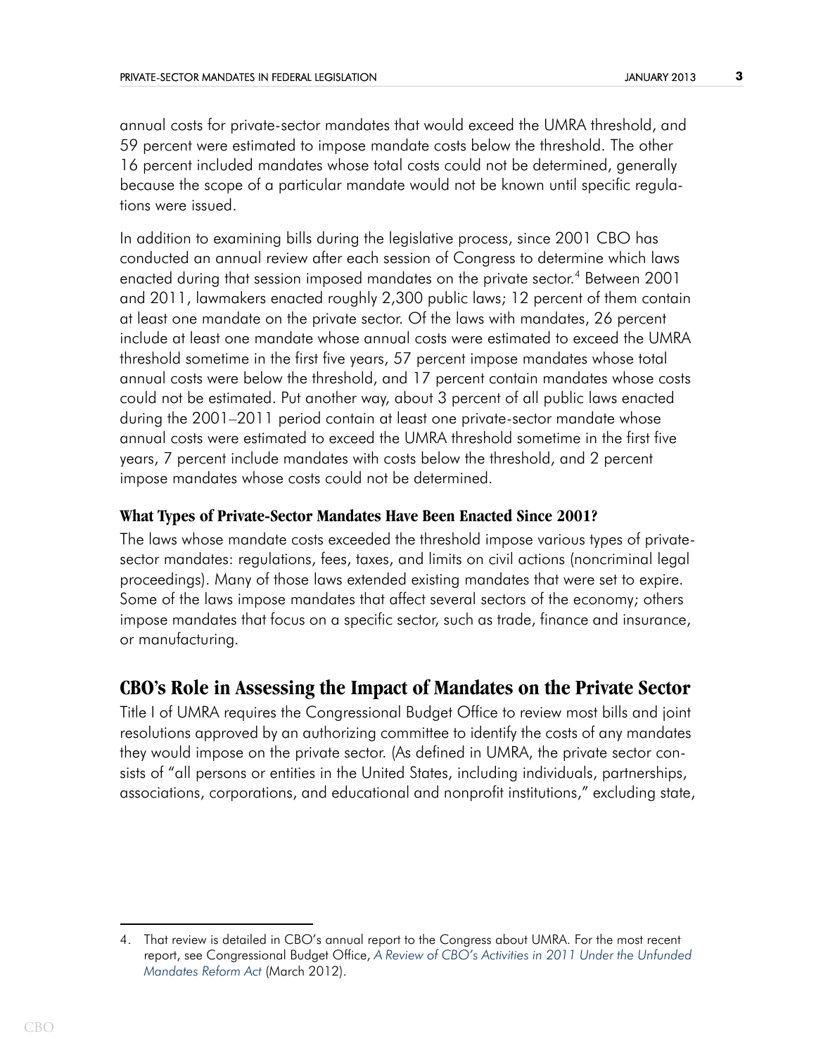annual costs for private-sector mandates that would exceed the UMRA threshold, and 59 percent were estimated to impose mandate costs below the threshold. The other 16 percent included mandates whose total costs could not be determined, generally because the scope of a particular mandate would not be known until specific regulations were issued.

In addition to examining bills during the legislative process, since 2001 CBO has conducted an annual review after each session of Congress to determine which laws enacted during that session imposed mandates on the private sector.[4] Between 2001 and 2011, lawmakers enacted roughly 2,300 public laws; 12 percent of them contain at least one mandate on the private sector. Of the laws with mandates, 26 percent include at least one mandate whose annual costs were estimated to exceed the UMRA threshold sometime in the first five years, 57 percent impose mandates whose total annual costs were below the threshold, and 17 percent contain mandates whose costs could not be estimated. Put another way, about 3 percent of all public laws enacted during the 2001–2011 period contain at least one private-sector mandate whose annual costs were estimated to exceed the UMRA threshold sometime in the first five years, 7 percent include mandates with costs below the threshold, and 2 percent impose mandates whose costs could not be determined.

### What Types of Private-Sector Mandates Have Been Enacted Since 2001?

The laws whose mandate costs exceeded the threshold impose various types of private-sector mandates: regulations, fees, taxes, and limits on civil actions (noncriminal legal proceedings). Many of those laws extended existing mandates that were set to expire. Some of the laws impose mandates that affect several sectors of the economy; others impose mandates that focus on a specific sector, such as trade, finance and insurance, or manufacturing.

## CBO's Role in Assessing the Impact of Mandates on the Private Sector

Title I of UMRA requires the Congressional Budget Office to review most bills and joint resolutions approved by an authorizing committee to identify the costs of any mandates they would impose on the private sector. (As defined in UMRA, the private sector consists of "all persons or entities in the United States, including individuals, partnerships, associations, corporations, and educational and nonprofit institutions," excluding state,

4. That review is detailed in CBO's annual report to the Congress about UMRA. For the most recent report, see Congressional Budget Office, *A Review of CBO's Activities in 2011 Under the Unfunded Mandates Reform Act* (March 2012).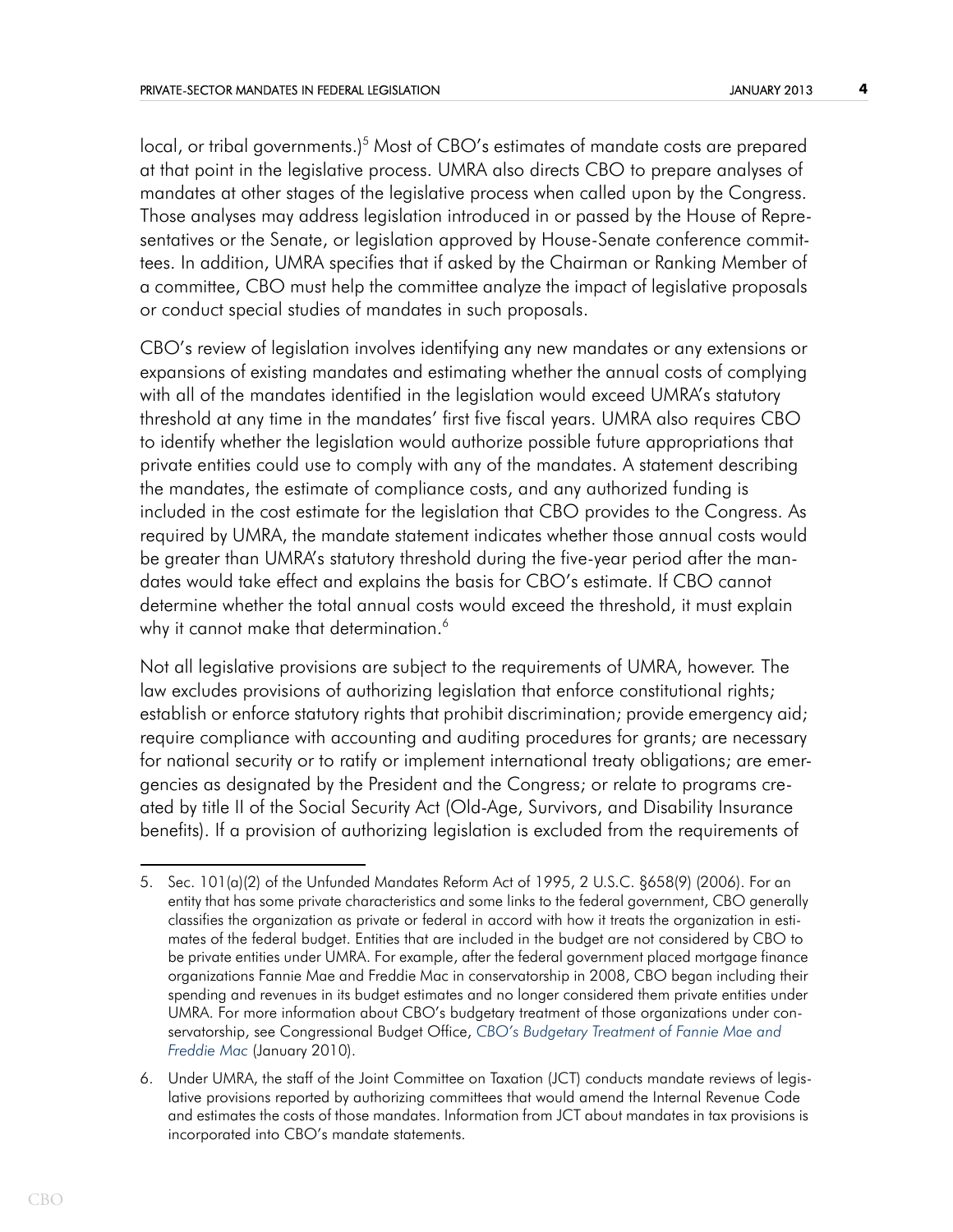local, or tribal governments.)[5] Most of CBO's estimates of mandate costs are prepared at that point in the legislative process. UMRA also directs CBO to prepare analyses of mandates at other stages of the legislative process when called upon by the Congress. Those analyses may address legislation introduced in or passed by the House of Representatives or the Senate, or legislation approved by House-Senate conference committees. In addition, UMRA specifies that if asked by the Chairman or Ranking Member of a committee, CBO must help the committee analyze the impact of legislative proposals or conduct special studies of mandates in such proposals.

CBO's review of legislation involves identifying any new mandates or any extensions or expansions of existing mandates and estimating whether the annual costs of complying with all of the mandates identified in the legislation would exceed UMRA's statutory threshold at any time in the mandates' first five fiscal years. UMRA also requires CBO to identify whether the legislation would authorize possible future appropriations that private entities could use to comply with any of the mandates. A statement describing the mandates, the estimate of compliance costs, and any authorized funding is included in the cost estimate for the legislation that CBO provides to the Congress. As required by UMRA, the mandate statement indicates whether those annual costs would be greater than UMRA's statutory threshold during the five-year period after the mandates would take effect and explains the basis for CBO's estimate. If CBO cannot determine whether the total annual costs would exceed the threshold, it must explain why it cannot make that determination.[6]

Not all legislative provisions are subject to the requirements of UMRA, however. The law excludes provisions of authorizing legislation that enforce constitutional rights; establish or enforce statutory rights that prohibit discrimination; provide emergency aid; require compliance with accounting and auditing procedures for grants; are necessary for national security or to ratify or implement international treaty obligations; are emergencies as designated by the President and the Congress; or relate to programs created by title II of the Social Security Act (Old-Age, Survivors, and Disability Insurance benefits). If a provision of authorizing legislation is excluded from the requirements of

---

5. Sec. 101(a)(2) of the Unfunded Mandates Reform Act of 1995, 2 U.S.C. §658(9) (2006). For an entity that has some private characteristics and some links to the federal government, CBO generally classifies the organization as private or federal in accord with how it treats the organization in estimates of the federal budget. Entities that are included in the budget are not considered by CBO to be private entities under UMRA. For example, after the federal government placed mortgage finance organizations Fannie Mae and Freddie Mac in conservatorship in 2008, CBO began including their spending and revenues in its budget estimates and no longer considered them private entities under UMRA. For more information about CBO's budgetary treatment of those organizations under conservatorship, see Congressional Budget Office, *CBO's Budgetary Treatment of Fannie Mae and Freddie Mac* (January 2010).

6. Under UMRA, the staff of the Joint Committee on Taxation (JCT) conducts mandate reviews of legislative provisions reported by authorizing committees that would amend the Internal Revenue Code and estimates the costs of those mandates. Information from JCT about mandates in tax provisions is incorporated into CBO's mandate statements.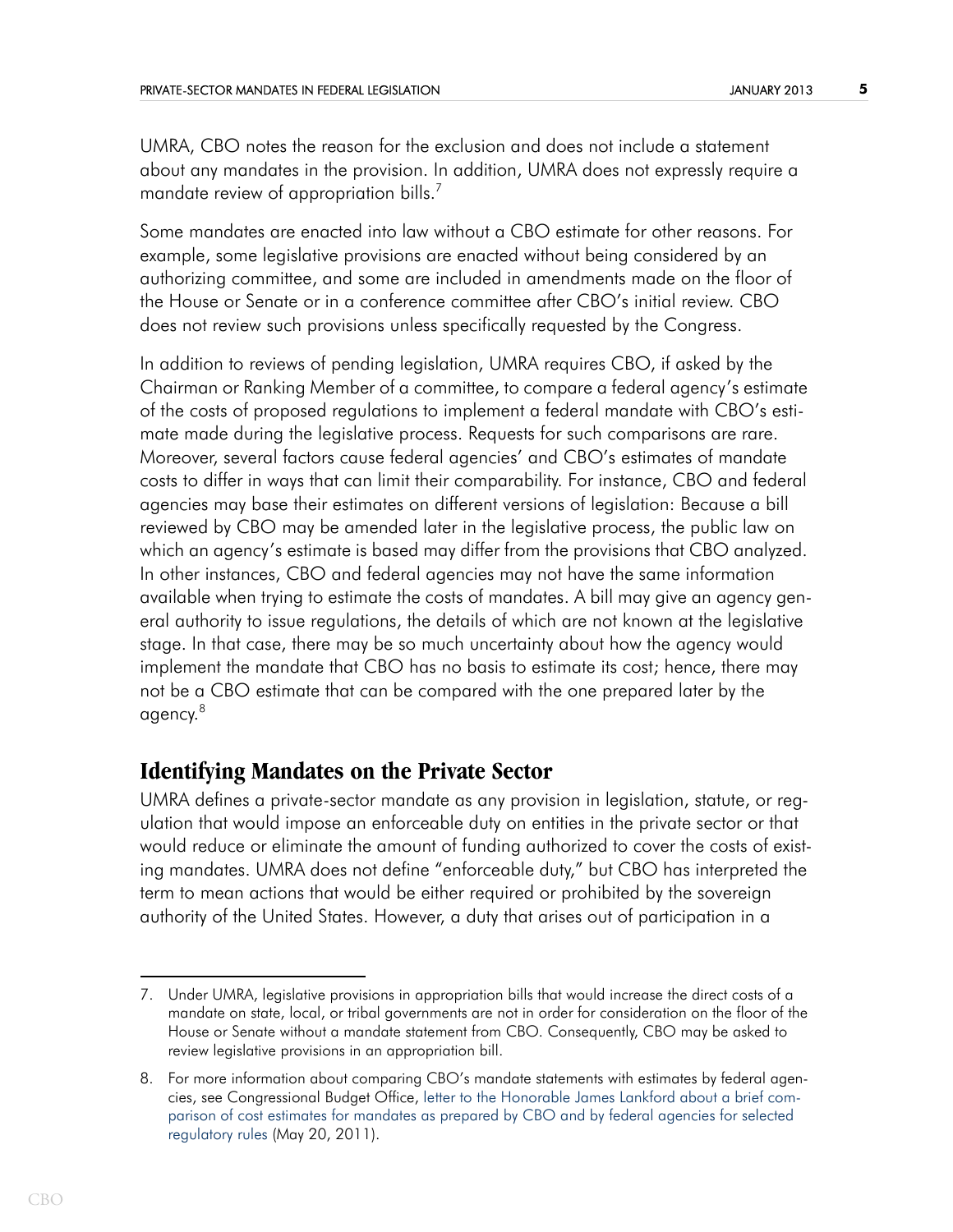UMRA, CBO notes the reason for the exclusion and does not include a statement about any mandates in the provision. In addition, UMRA does not expressly require a mandate review of appropriation bills.[7]

Some mandates are enacted into law without a CBO estimate for other reasons. For example, some legislative provisions are enacted without being considered by an authorizing committee, and some are included in amendments made on the floor of the House or Senate or in a conference committee after CBO's initial review. CBO does not review such provisions unless specifically requested by the Congress.

In addition to reviews of pending legislation, UMRA requires CBO, if asked by the Chairman or Ranking Member of a committee, to compare a federal agency's estimate of the costs of proposed regulations to implement a federal mandate with CBO's estimate made during the legislative process. Requests for such comparisons are rare. Moreover, several factors cause federal agencies' and CBO's estimates of mandate costs to differ in ways that can limit their comparability. For instance, CBO and federal agencies may base their estimates on different versions of legislation: Because a bill reviewed by CBO may be amended later in the legislative process, the public law on which an agency's estimate is based may differ from the provisions that CBO analyzed. In other instances, CBO and federal agencies may not have the same information available when trying to estimate the costs of mandates. A bill may give an agency general authority to issue regulations, the details of which are not known at the legislative stage. In that case, there may be so much uncertainty about how the agency would implement the mandate that CBO has no basis to estimate its cost; hence, there may not be a CBO estimate that can be compared with the one prepared later by the agency.[8]

## Identifying Mandates on the Private Sector

UMRA defines a private-sector mandate as any provision in legislation, statute, or regulation that would impose an enforceable duty on entities in the private sector or that would reduce or eliminate the amount of funding authorized to cover the costs of existing mandates. UMRA does not define "enforceable duty," but CBO has interpreted the term to mean actions that would be either required or prohibited by the sovereign authority of the United States. However, a duty that arises out of participation in a

---

7. Under UMRA, legislative provisions in appropriation bills that would increase the direct costs of a mandate on state, local, or tribal governments are not in order for consideration on the floor of the House or Senate without a mandate statement from CBO. Consequently, CBO may be asked to review legislative provisions in an appropriation bill.

8. For more information about comparing CBO's mandate statements with estimates by federal agencies, see Congressional Budget Office, letter to the Honorable James Lankford about a brief comparison of cost estimates for mandates as prepared by CBO and by federal agencies for selected regulatory rules (May 20, 2011).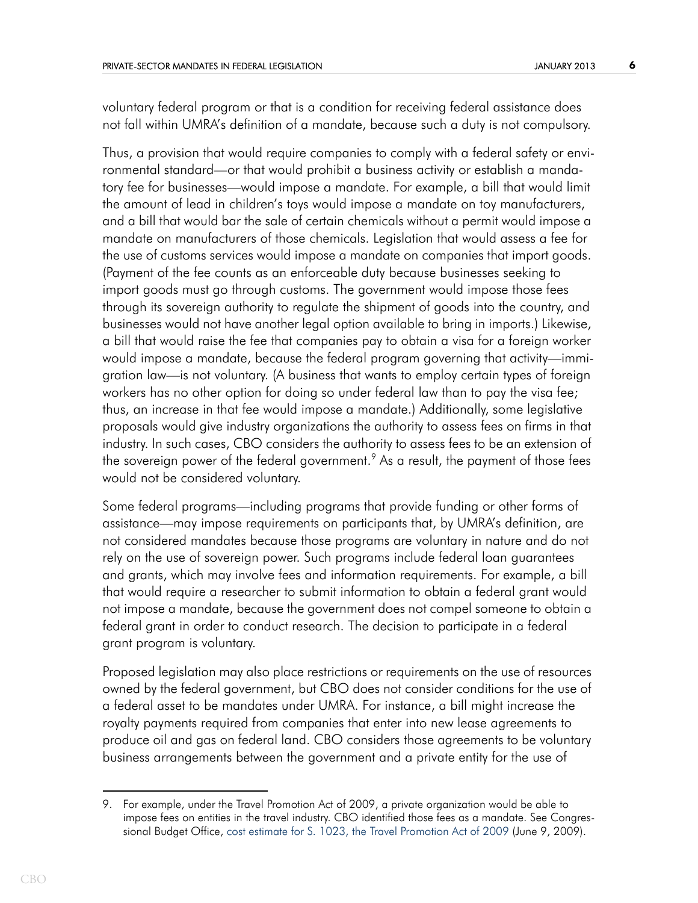voluntary federal program or that is a condition for receiving federal assistance does not fall within UMRA's definition of a mandate, because such a duty is not compulsory.

Thus, a provision that would require companies to comply with a federal safety or environmental standard—or that would prohibit a business activity or establish a mandatory fee for businesses—would impose a mandate. For example, a bill that would limit the amount of lead in children's toys would impose a mandate on toy manufacturers, and a bill that would bar the sale of certain chemicals without a permit would impose a mandate on manufacturers of those chemicals. Legislation that would assess a fee for the use of customs services would impose a mandate on companies that import goods. (Payment of the fee counts as an enforceable duty because businesses seeking to import goods must go through customs. The government would impose those fees through its sovereign authority to regulate the shipment of goods into the country, and businesses would not have another legal option available to bring in imports.) Likewise, a bill that would raise the fee that companies pay to obtain a visa for a foreign worker would impose a mandate, because the federal program governing that activity—immigration law—is not voluntary. (A business that wants to employ certain types of foreign workers has no other option for doing so under federal law than to pay the visa fee; thus, an increase in that fee would impose a mandate.) Additionally, some legislative proposals would give industry organizations the authority to assess fees on firms in that industry. In such cases, CBO considers the authority to assess fees to be an extension of the sovereign power of the federal government.[9] As a result, the payment of those fees would not be considered voluntary.

Some federal programs—including programs that provide funding or other forms of assistance—may impose requirements on participants that, by UMRA's definition, are not considered mandates because those programs are voluntary in nature and do not rely on the use of sovereign power. Such programs include federal loan guarantees and grants, which may involve fees and information requirements. For example, a bill that would require a researcher to submit information to obtain a federal grant would not impose a mandate, because the government does not compel someone to obtain a federal grant in order to conduct research. The decision to participate in a federal grant program is voluntary.

Proposed legislation may also place restrictions or requirements on the use of resources owned by the federal government, but CBO does not consider conditions for the use of a federal asset to be mandates under UMRA. For instance, a bill might increase the royalty payments required from companies that enter into new lease agreements to produce oil and gas on federal land. CBO considers those agreements to be voluntary business arrangements between the government and a private entity for the use of

---

9. For example, under the Travel Promotion Act of 2009, a private organization would be able to impose fees on entities in the travel industry. CBO identified those fees as a mandate. See Congressional Budget Office, cost estimate for S. 1023, the Travel Promotion Act of 2009 (June 9, 2009).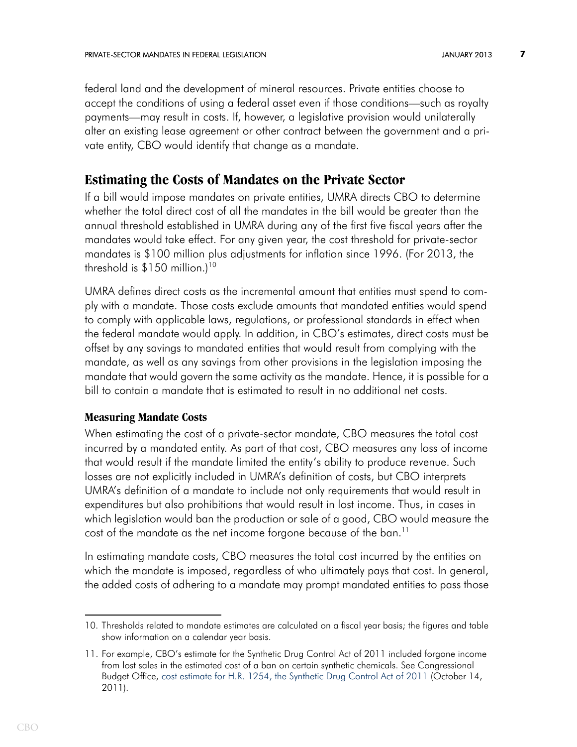federal land and the development of mineral resources. Private entities choose to accept the conditions of using a federal asset even if those conditions—such as royalty payments—may result in costs. If, however, a legislative provision would unilaterally alter an existing lease agreement or other contract between the government and a private entity, CBO would identify that change as a mandate.

## Estimating the Costs of Mandates on the Private Sector

If a bill would impose mandates on private entities, UMRA directs CBO to determine whether the total direct cost of all the mandates in the bill would be greater than the annual threshold established in UMRA during any of the first five fiscal years after the mandates would take effect. For any given year, the cost threshold for private-sector mandates is $100 million plus adjustments for inflation since 1996. (For 2013, the threshold is $150 million.)[10]

UMRA defines direct costs as the incremental amount that entities must spend to comply with a mandate. Those costs exclude amounts that mandated entities would spend to comply with applicable laws, regulations, or professional standards in effect when the federal mandate would apply. In addition, in CBO's estimates, direct costs must be offset by any savings to mandated entities that would result from complying with the mandate, as well as any savings from other provisions in the legislation imposing the mandate that would govern the same activity as the mandate. Hence, it is possible for a bill to contain a mandate that is estimated to result in no additional net costs.

### Measuring Mandate Costs

When estimating the cost of a private-sector mandate, CBO measures the total cost incurred by a mandated entity. As part of that cost, CBO measures any loss of income that would result if the mandate limited the entity's ability to produce revenue. Such losses are not explicitly included in UMRA's definition of costs, but CBO interprets UMRA's definition of a mandate to include not only requirements that would result in expenditures but also prohibitions that would result in lost income. Thus, in cases in which legislation would ban the production or sale of a good, CBO would measure the cost of the mandate as the net income forgone because of the ban.[11]

In estimating mandate costs, CBO measures the total cost incurred by the entities on which the mandate is imposed, regardless of who ultimately pays that cost. In general, the added costs of adhering to a mandate may prompt mandated entities to pass those

---

10. Thresholds related to mandate estimates are calculated on a fiscal year basis; the figures and table show information on a calendar year basis.

11. For example, CBO's estimate for the Synthetic Drug Control Act of 2011 included forgone income from lost sales in the estimated cost of a ban on certain synthetic chemicals. See Congressional Budget Office, cost estimate for H.R. 1254, the Synthetic Drug Control Act of 2011 (October 14, 2011).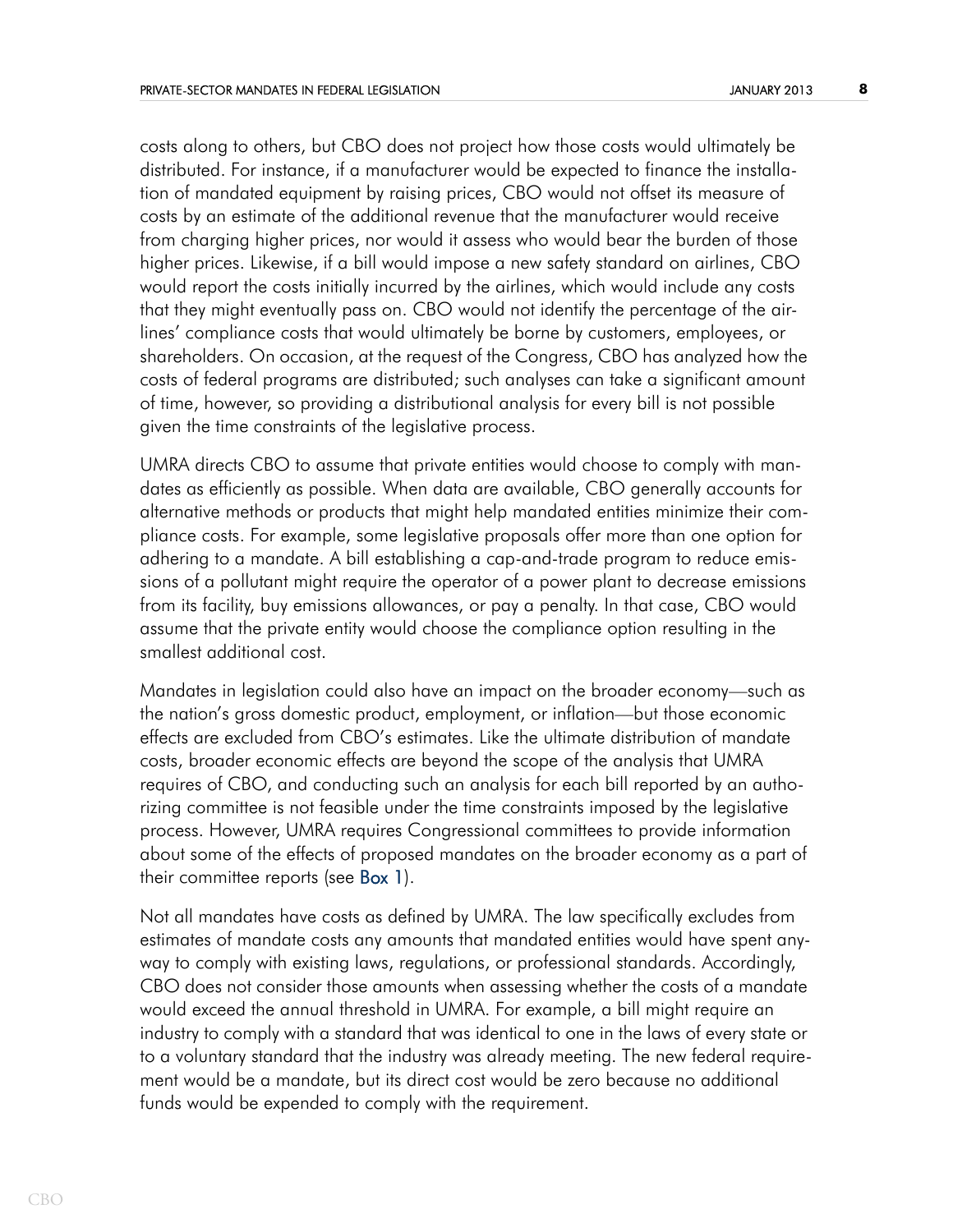costs along to others, but CBO does not project how those costs would ultimately be distributed. For instance, if a manufacturer would be expected to finance the installation of mandated equipment by raising prices, CBO would not offset its measure of costs by an estimate of the additional revenue that the manufacturer would receive from charging higher prices, nor would it assess who would bear the burden of those higher prices. Likewise, if a bill would impose a new safety standard on airlines, CBO would report the costs initially incurred by the airlines, which would include any costs that they might eventually pass on. CBO would not identify the percentage of the airlines' compliance costs that would ultimately be borne by customers, employees, or shareholders. On occasion, at the request of the Congress, CBO has analyzed how the costs of federal programs are distributed; such analyses can take a significant amount of time, however, so providing a distributional analysis for every bill is not possible given the time constraints of the legislative process.

UMRA directs CBO to assume that private entities would choose to comply with mandates as efficiently as possible. When data are available, CBO generally accounts for alternative methods or products that might help mandated entities minimize their compliance costs. For example, some legislative proposals offer more than one option for adhering to a mandate. A bill establishing a cap-and-trade program to reduce emissions of a pollutant might require the operator of a power plant to decrease emissions from its facility, buy emissions allowances, or pay a penalty. In that case, CBO would assume that the private entity would choose the compliance option resulting in the smallest additional cost.

Mandates in legislation could also have an impact on the broader economy—such as the nation's gross domestic product, employment, or inflation—but those economic effects are excluded from CBO's estimates. Like the ultimate distribution of mandate costs, broader economic effects are beyond the scope of the analysis that UMRA requires of CBO, and conducting such an analysis for each bill reported by an authorizing committee is not feasible under the time constraints imposed by the legislative process. However, UMRA requires Congressional committees to provide information about some of the effects of proposed mandates on the broader economy as a part of their committee reports (see Box 1).

Not all mandates have costs as defined by UMRA. The law specifically excludes from estimates of mandate costs any amounts that mandated entities would have spent anyway to comply with existing laws, regulations, or professional standards. Accordingly, CBO does not consider those amounts when assessing whether the costs of a mandate would exceed the annual threshold in UMRA. For example, a bill might require an industry to comply with a standard that was identical to one in the laws of every state or to a voluntary standard that the industry was already meeting. The new federal requirement would be a mandate, but its direct cost would be zero because no additional funds would be expended to comply with the requirement.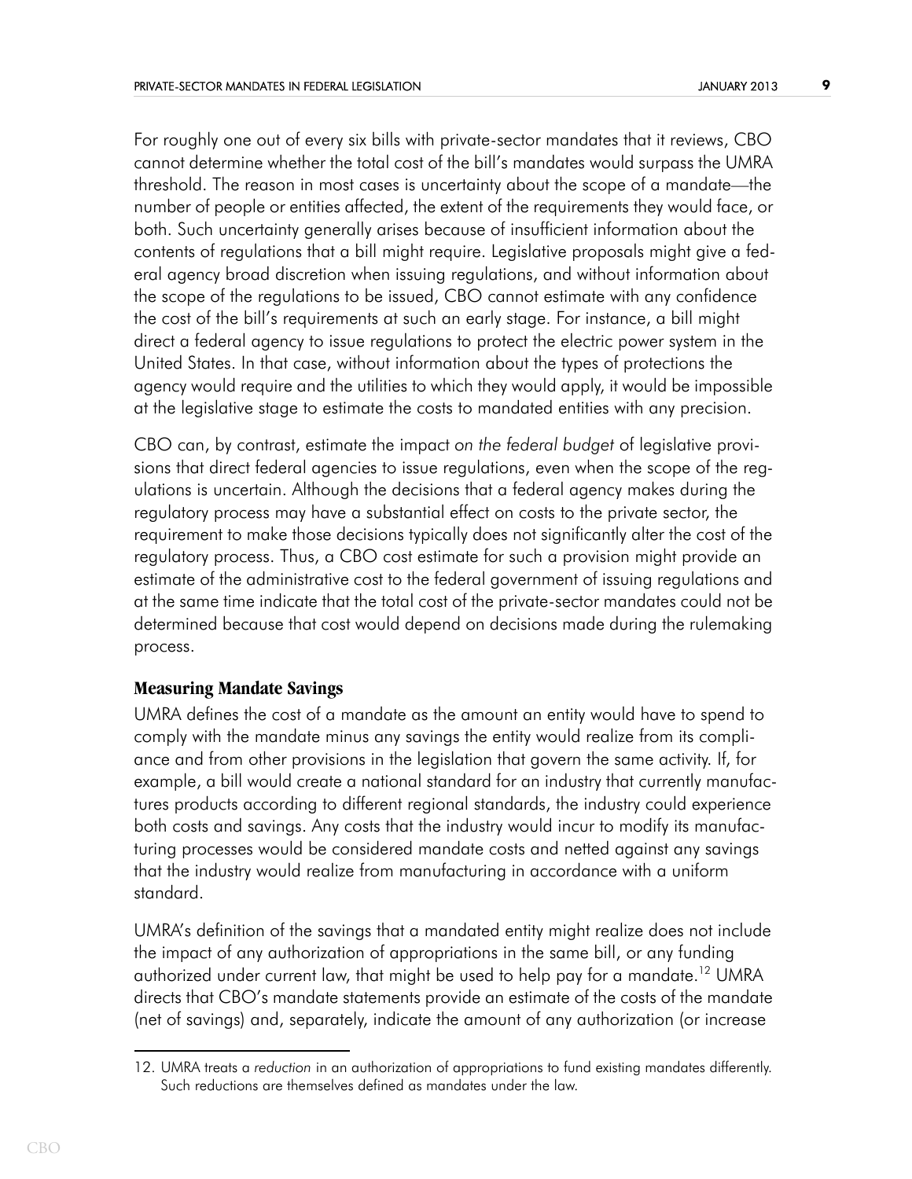For roughly one out of every six bills with private-sector mandates that it reviews, CBO cannot determine whether the total cost of the bill's mandates would surpass the UMRA threshold. The reason in most cases is uncertainty about the scope of a mandate—the number of people or entities affected, the extent of the requirements they would face, or both. Such uncertainty generally arises because of insufficient information about the contents of regulations that a bill might require. Legislative proposals might give a federal agency broad discretion when issuing regulations, and without information about the scope of the regulations to be issued, CBO cannot estimate with any confidence the cost of the bill's requirements at such an early stage. For instance, a bill might direct a federal agency to issue regulations to protect the electric power system in the United States. In that case, without information about the types of protections the agency would require and the utilities to which they would apply, it would be impossible at the legislative stage to estimate the costs to mandated entities with any precision.

CBO can, by contrast, estimate the impact *on the federal budget* of legislative provisions that direct federal agencies to issue regulations, even when the scope of the regulations is uncertain. Although the decisions that a federal agency makes during the regulatory process may have a substantial effect on costs to the private sector, the requirement to make those decisions typically does not significantly alter the cost of the regulatory process. Thus, a CBO cost estimate for such a provision might provide an estimate of the administrative cost to the federal government of issuing regulations and at the same time indicate that the total cost of the private-sector mandates could not be determined because that cost would depend on decisions made during the rulemaking process.

### Measuring Mandate Savings

UMRA defines the cost of a mandate as the amount an entity would have to spend to comply with the mandate minus any savings the entity would realize from its compliance and from other provisions in the legislation that govern the same activity. If, for example, a bill would create a national standard for an industry that currently manufactures products according to different regional standards, the industry could experience both costs and savings. Any costs that the industry would incur to modify its manufacturing processes would be considered mandate costs and netted against any savings that the industry would realize from manufacturing in accordance with a uniform standard.

UMRA's definition of the savings that a mandated entity might realize does not include the impact of any authorization of appropriations in the same bill, or any funding authorized under current law, that might be used to help pay for a mandate.[12] UMRA directs that CBO's mandate statements provide an estimate of the costs of the mandate (net of savings) and, separately, indicate the amount of any authorization (or increase

12. UMRA treats a *reduction* in an authorization of appropriations to fund existing mandates differently. Such reductions are themselves defined as mandates under the law.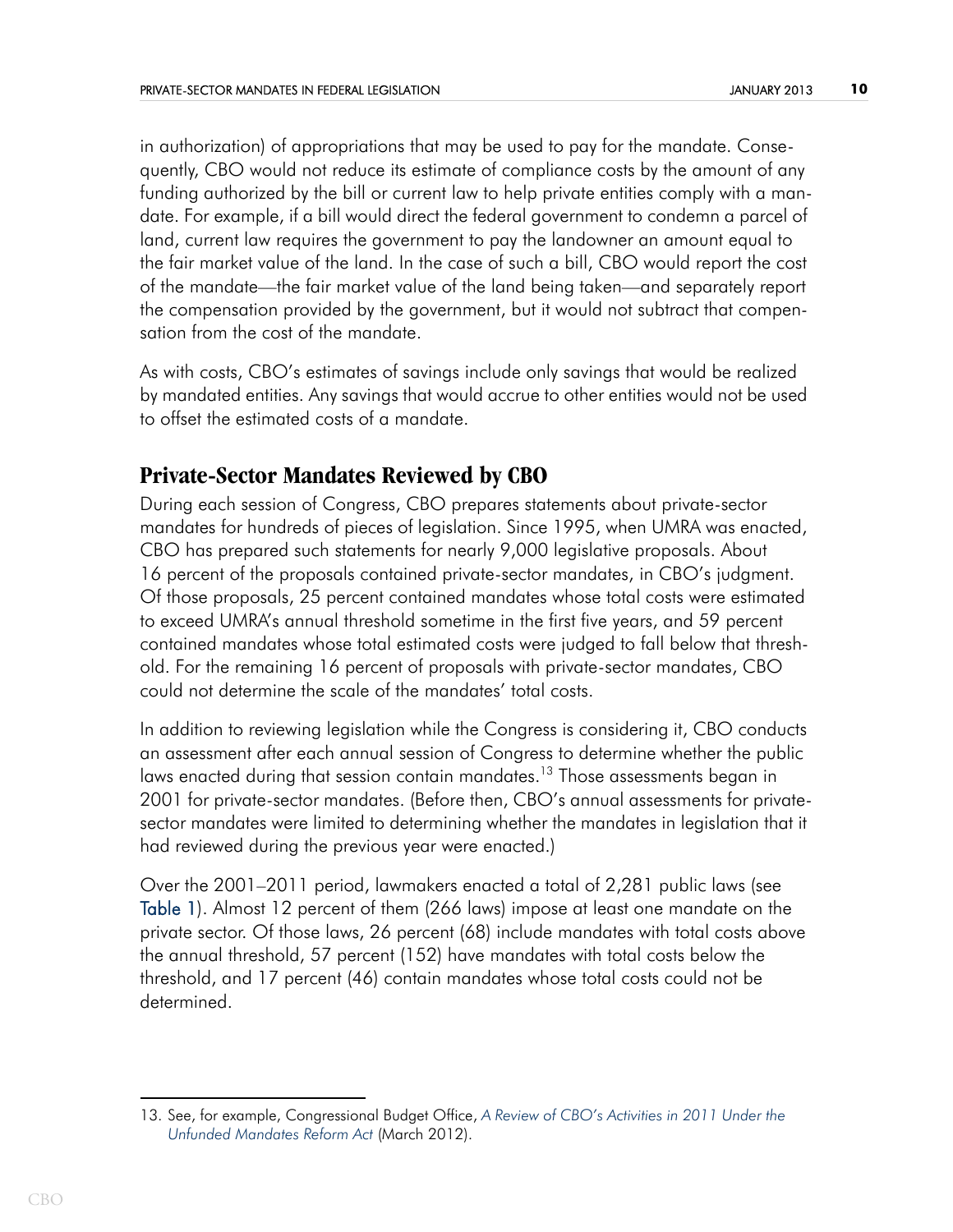in authorization) of appropriations that may be used to pay for the mandate. Consequently, CBO would not reduce its estimate of compliance costs by the amount of any funding authorized by the bill or current law to help private entities comply with a mandate. For example, if a bill would direct the federal government to condemn a parcel of land, current law requires the government to pay the landowner an amount equal to the fair market value of the land. In the case of such a bill, CBO would report the cost of the mandate—the fair market value of the land being taken—and separately report the compensation provided by the government, but it would not subtract that compensation from the cost of the mandate.

As with costs, CBO's estimates of savings include only savings that would be realized by mandated entities. Any savings that would accrue to other entities would not be used to offset the estimated costs of a mandate.

## Private-Sector Mandates Reviewed by CBO

During each session of Congress, CBO prepares statements about private-sector mandates for hundreds of pieces of legislation. Since 1995, when UMRA was enacted, CBO has prepared such statements for nearly 9,000 legislative proposals. About 16 percent of the proposals contained private-sector mandates, in CBO's judgment. Of those proposals, 25 percent contained mandates whose total costs were estimated to exceed UMRA's annual threshold sometime in the first five years, and 59 percent contained mandates whose total estimated costs were judged to fall below that threshold. For the remaining 16 percent of proposals with private-sector mandates, CBO could not determine the scale of the mandates' total costs.

In addition to reviewing legislation while the Congress is considering it, CBO conducts an assessment after each annual session of Congress to determine whether the public laws enacted during that session contain mandates.[13] Those assessments began in 2001 for private-sector mandates. (Before then, CBO's annual assessments for private-sector mandates were limited to determining whether the mandates in legislation that it had reviewed during the previous year were enacted.)

Over the 2001–2011 period, lawmakers enacted a total of 2,281 public laws (see Table 1). Almost 12 percent of them (266 laws) impose at least one mandate on the private sector. Of those laws, 26 percent (68) include mandates with total costs above the annual threshold, 57 percent (152) have mandates with total costs below the threshold, and 17 percent (46) contain mandates whose total costs could not be determined.

---

13. See, for example, Congressional Budget Office, *A Review of CBO's Activities in 2011 Under the Unfunded Mandates Reform Act* (March 2012).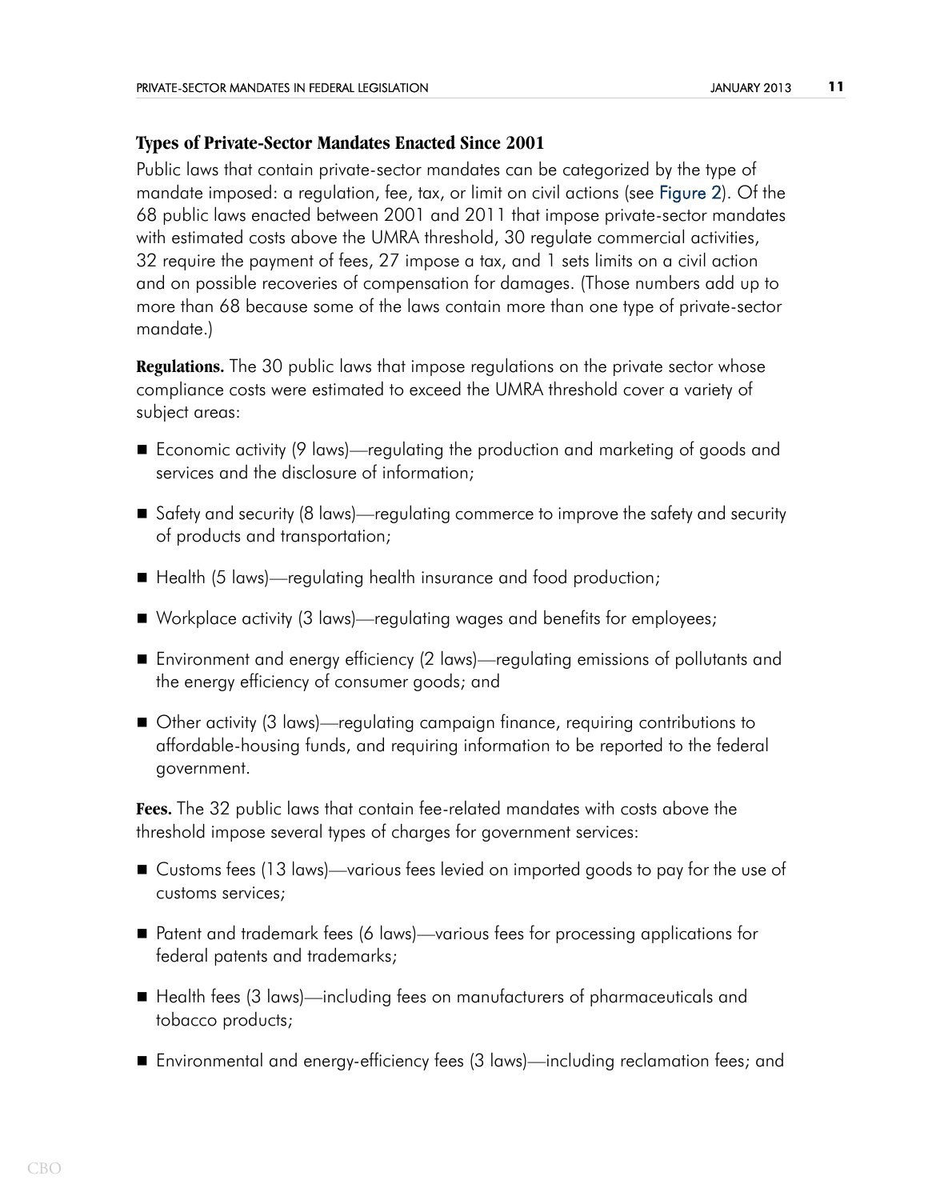### Types of Private-Sector Mandates Enacted Since 2001

Public laws that contain private-sector mandates can be categorized by the type of mandate imposed: a regulation, fee, tax, or limit on civil actions (see Figure 2). Of the 68 public laws enacted between 2001 and 2011 that impose private-sector mandates with estimated costs above the UMRA threshold, 30 regulate commercial activities, 32 require the payment of fees, 27 impose a tax, and 1 sets limits on a civil action and on possible recoveries of compensation for damages. (Those numbers add up to more than 68 because some of the laws contain more than one type of private-sector mandate.)

**Regulations.** The 30 public laws that impose regulations on the private sector whose compliance costs were estimated to exceed the UMRA threshold cover a variety of subject areas:

- Economic activity (9 laws)—regulating the production and marketing of goods and services and the disclosure of information;
- Safety and security (8 laws)—regulating commerce to improve the safety and security of products and transportation;
- Health (5 laws)—regulating health insurance and food production;
- Workplace activity (3 laws)—regulating wages and benefits for employees;
- Environment and energy efficiency (2 laws)—regulating emissions of pollutants and the energy efficiency of consumer goods; and
- Other activity (3 laws)—regulating campaign finance, requiring contributions to affordable-housing funds, and requiring information to be reported to the federal government.

**Fees.** The 32 public laws that contain fee-related mandates with costs above the threshold impose several types of charges for government services:

- Customs fees (13 laws)—various fees levied on imported goods to pay for the use of customs services;
- Patent and trademark fees (6 laws)—various fees for processing applications for federal patents and trademarks;
- Health fees (3 laws)—including fees on manufacturers of pharmaceuticals and tobacco products;
- Environmental and energy-efficiency fees (3 laws)—including reclamation fees; and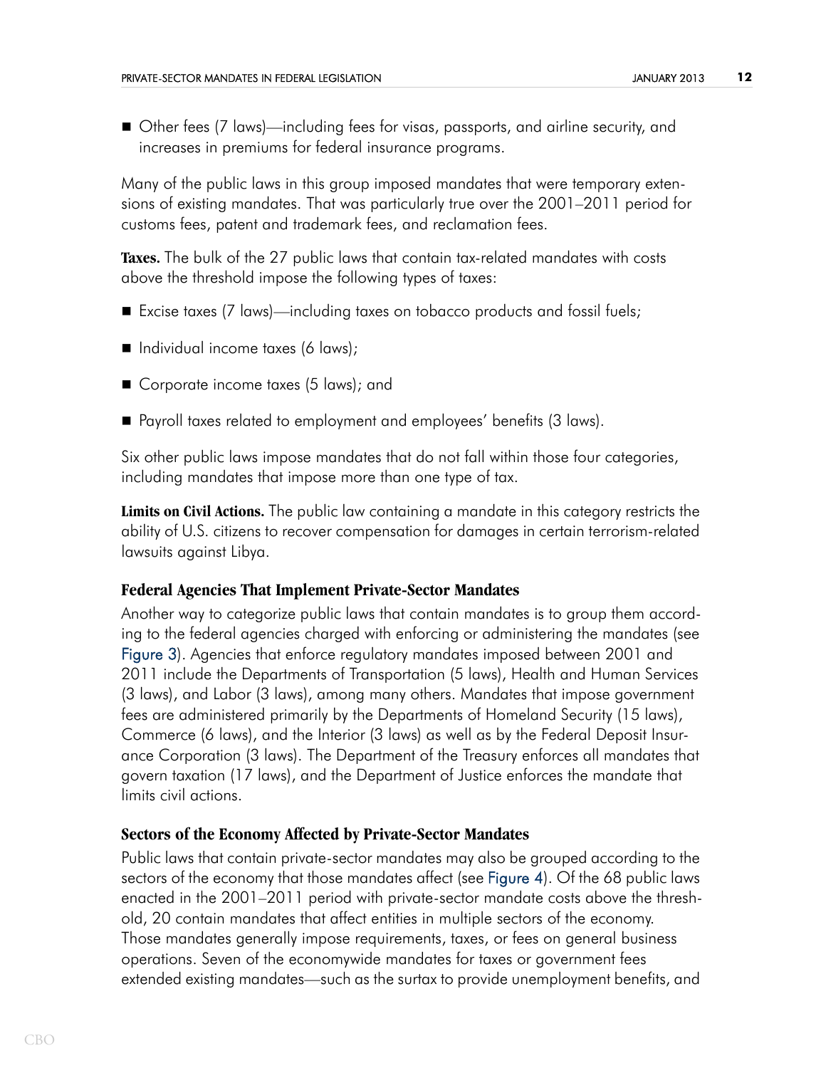- Other fees (7 laws)—including fees for visas, passports, and airline security, and increases in premiums for federal insurance programs.

Many of the public laws in this group imposed mandates that were temporary extensions of existing mandates. That was particularly true over the 2001–2011 period for customs fees, patent and trademark fees, and reclamation fees.

**Taxes.** The bulk of the 27 public laws that contain tax-related mandates with costs above the threshold impose the following types of taxes:

- Excise taxes (7 laws)—including taxes on tobacco products and fossil fuels;
- Individual income taxes (6 laws);
- Corporate income taxes (5 laws); and
- Payroll taxes related to employment and employees' benefits (3 laws).

Six other public laws impose mandates that do not fall within those four categories, including mandates that impose more than one type of tax.

**Limits on Civil Actions.** The public law containing a mandate in this category restricts the ability of U.S. citizens to recover compensation for damages in certain terrorism-related lawsuits against Libya.

### Federal Agencies That Implement Private-Sector Mandates

Another way to categorize public laws that contain mandates is to group them according to the federal agencies charged with enforcing or administering the mandates (see Figure 3). Agencies that enforce regulatory mandates imposed between 2001 and 2011 include the Departments of Transportation (5 laws), Health and Human Services (3 laws), and Labor (3 laws), among many others. Mandates that impose government fees are administered primarily by the Departments of Homeland Security (15 laws), Commerce (6 laws), and the Interior (3 laws) as well as by the Federal Deposit Insurance Corporation (3 laws). The Department of the Treasury enforces all mandates that govern taxation (17 laws), and the Department of Justice enforces the mandate that limits civil actions.

### Sectors of the Economy Affected by Private-Sector Mandates

Public laws that contain private-sector mandates may also be grouped according to the sectors of the economy that those mandates affect (see Figure 4). Of the 68 public laws enacted in the 2001–2011 period with private-sector mandate costs above the threshold, 20 contain mandates that affect entities in multiple sectors of the economy. Those mandates generally impose requirements, taxes, or fees on general business operations. Seven of the economywide mandates for taxes or government fees extended existing mandates—such as the surtax to provide unemployment benefits, and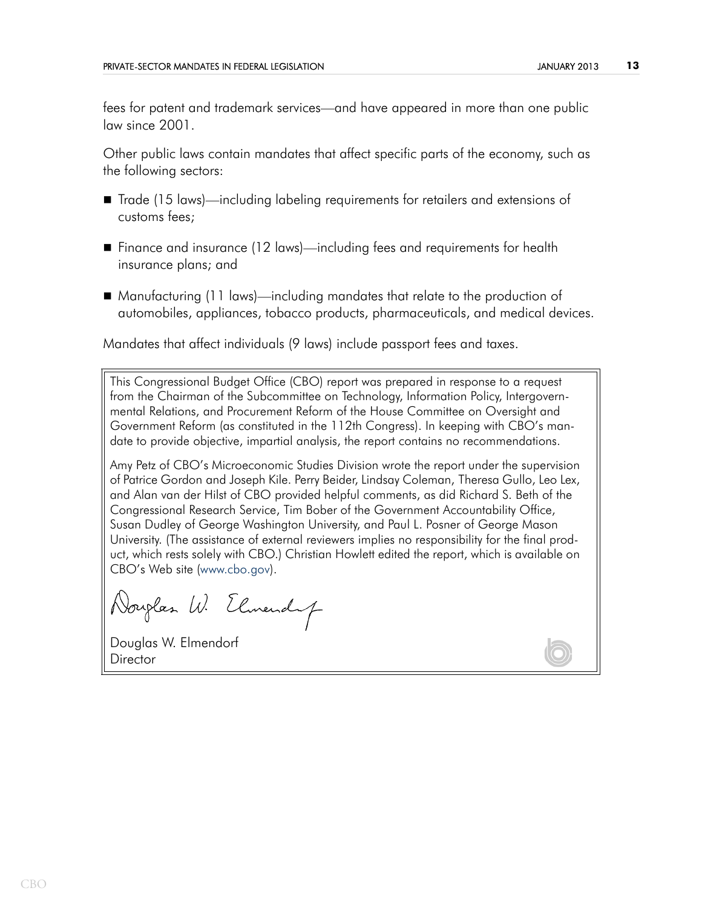fees for patent and trademark services—and have appeared in more than one public law since 2001.

Other public laws contain mandates that affect specific parts of the economy, such as the following sectors:

- Trade (15 laws)—including labeling requirements for retailers and extensions of customs fees;
- Finance and insurance (12 laws)—including fees and requirements for health insurance plans; and
- Manufacturing (11 laws)—including mandates that relate to the production of automobiles, appliances, tobacco products, pharmaceuticals, and medical devices.

Mandates that affect individuals (9 laws) include passport fees and taxes.

This Congressional Budget Office (CBO) report was prepared in response to a request from the Chairman of the Subcommittee on Technology, Information Policy, Intergovernmental Relations, and Procurement Reform of the House Committee on Oversight and Government Reform (as constituted in the 112th Congress). In keeping with CBO's mandate to provide objective, impartial analysis, the report contains no recommendations.

Amy Petz of CBO's Microeconomic Studies Division wrote the report under the supervision of Patrice Gordon and Joseph Kile. Perry Beider, Lindsay Coleman, Theresa Gullo, Leo Lex, and Alan van der Hilst of CBO provided helpful comments, as did Richard S. Beth of the Congressional Research Service, Tim Bober of the Government Accountability Office, Susan Dudley of George Washington University, and Paul L. Posner of George Mason University. (The assistance of external reviewers implies no responsibility for the final product, which rests solely with CBO.) Christian Howlett edited the report, which is available on CBO's Web site (www.cbo.gov).

Douglas W. Elmendorf
Director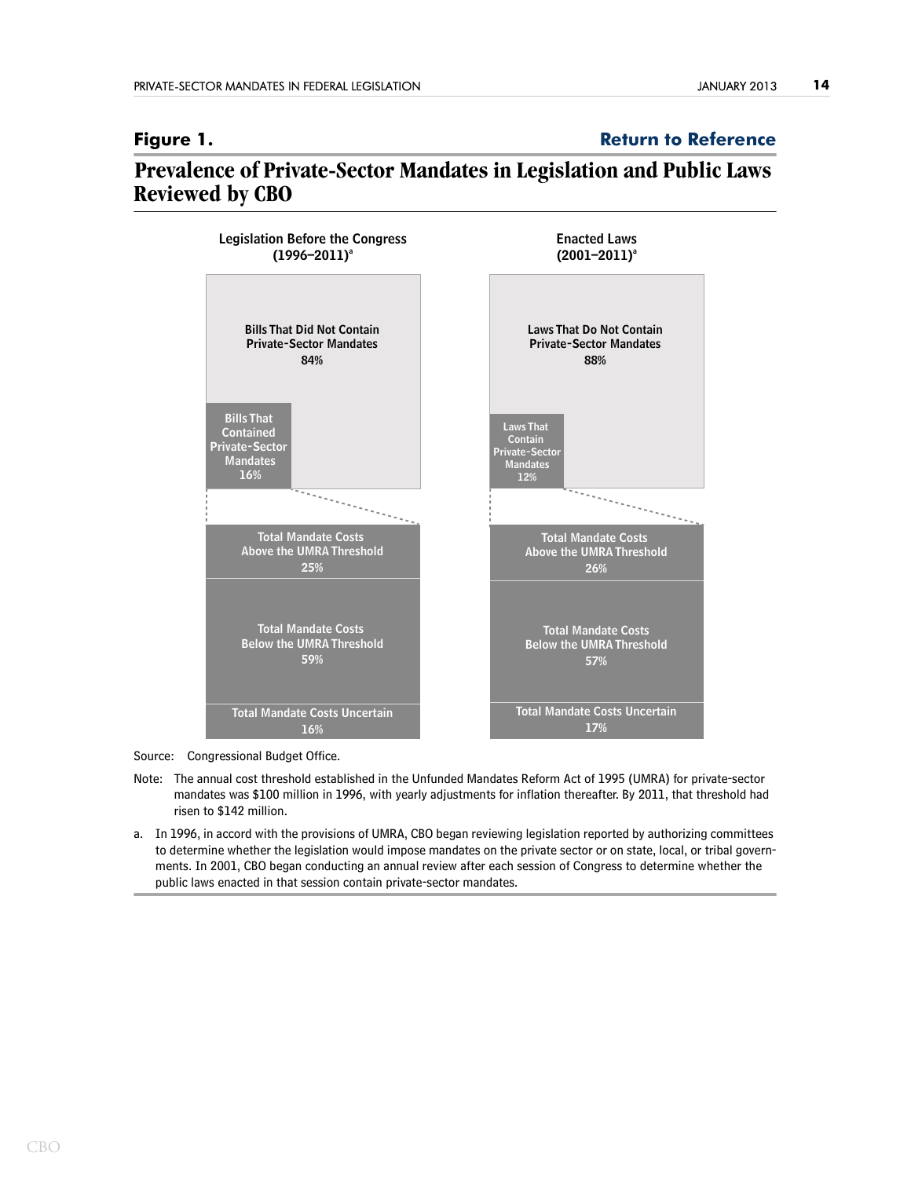**Figure 1.** **Return to Reference**

## Prevalence of Private-Sector Mandates in Legislation and Public Laws Reviewed by CBO

**Legislation Before the Congress (1996–2011)[a]**

Bills That Did Not Contain Private-Sector Mandates 84%

Bills That Contained Private-Sector Mandates 16%

Total Mandate Costs Above the UMRA Threshold 25%

Total Mandate Costs Below the UMRA Threshold 59%

Total Mandate Costs Uncertain 16%

**Enacted Laws (2001–2011)[a]**

Laws That Do Not Contain Private-Sector Mandates 88%

Laws That Contain Private-Sector Mandates 12%

Total Mandate Costs Above the UMRA Threshold 26%

Total Mandate Costs Below the UMRA Threshold 57%

Total Mandate Costs Uncertain 17%

Source: Congressional Budget Office.

Note: The annual cost threshold established in the Unfunded Mandates Reform Act of 1995 (UMRA) for private-sector mandates was $100 million in 1996, with yearly adjustments for inflation thereafter. By 2011, that threshold had risen to $142 million.

a. In 1996, in accord with the provisions of UMRA, CBO began reviewing legislation reported by authorizing committees to determine whether the legislation would impose mandates on the private sector or on state, local, or tribal governments. In 2001, CBO began conducting an annual review after each session of Congress to determine whether the public laws enacted in that session contain private-sector mandates.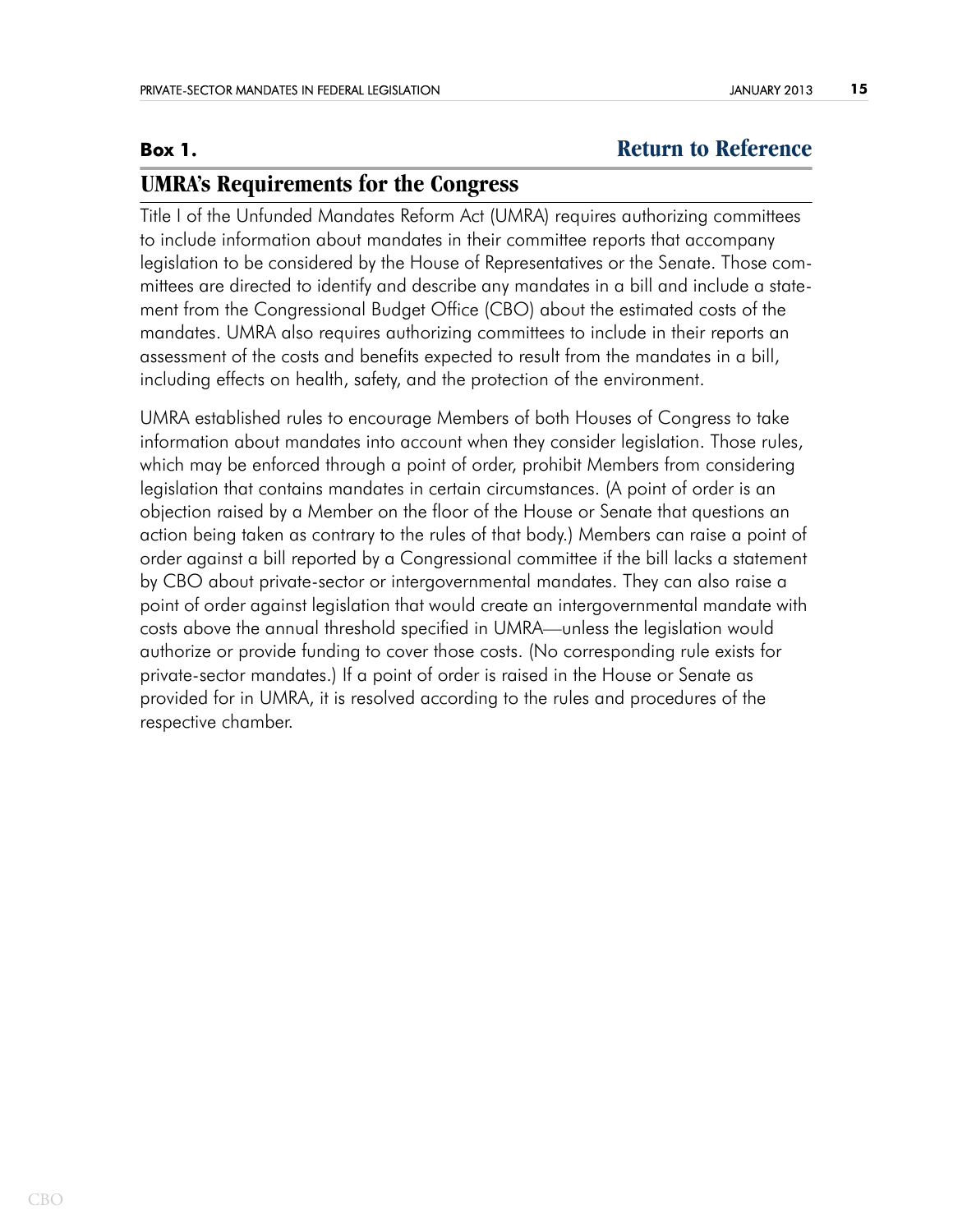**Box 1.** **Return to Reference**

## UMRA's Requirements for the Congress

Title I of the Unfunded Mandates Reform Act (UMRA) requires authorizing committees to include information about mandates in their committee reports that accompany legislation to be considered by the House of Representatives or the Senate. Those committees are directed to identify and describe any mandates in a bill and include a statement from the Congressional Budget Office (CBO) about the estimated costs of the mandates. UMRA also requires authorizing committees to include in their reports an assessment of the costs and benefits expected to result from the mandates in a bill, including effects on health, safety, and the protection of the environment.

UMRA established rules to encourage Members of both Houses of Congress to take information about mandates into account when they consider legislation. Those rules, which may be enforced through a point of order, prohibit Members from considering legislation that contains mandates in certain circumstances. (A point of order is an objection raised by a Member on the floor of the House or Senate that questions an action being taken as contrary to the rules of that body.) Members can raise a point of order against a bill reported by a Congressional committee if the bill lacks a statement by CBO about private-sector or intergovernmental mandates. They can also raise a point of order against legislation that would create an intergovernmental mandate with costs above the annual threshold specified in UMRA—unless the legislation would authorize or provide funding to cover those costs. (No corresponding rule exists for private-sector mandates.) If a point of order is raised in the House or Senate as provided for in UMRA, it is resolved according to the rules and procedures of the respective chamber.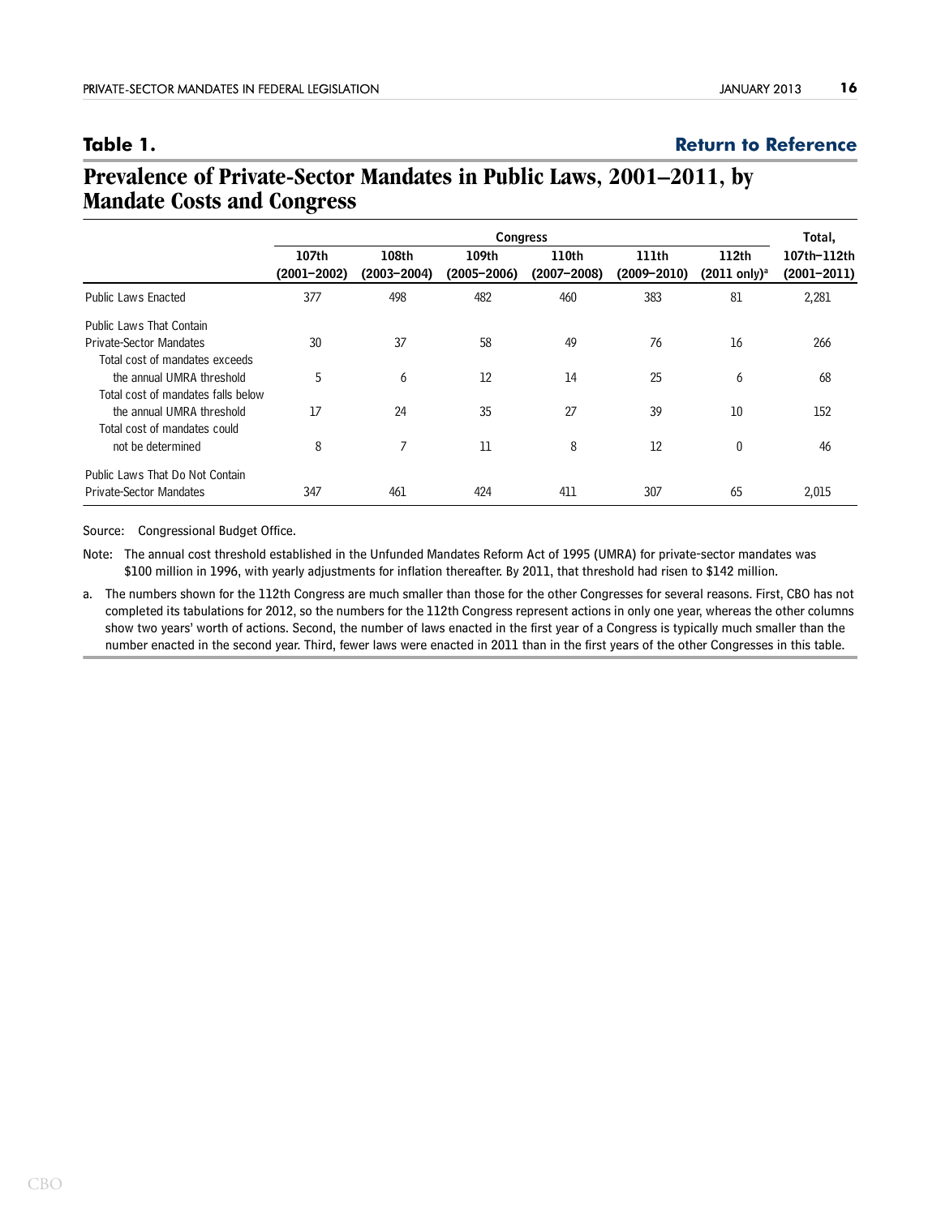**Table 1.** **Return to Reference**

## Prevalence of Private-Sector Mandates in Public Laws, 2001–2011, by Mandate Costs and Congress

| | Congress | | | | | | Total, |
|---|---|---|---|---|---|---|---|
| | 107th (2001–2002) | 108th (2003–2004) | 109th (2005–2006) | 110th (2007–2008) | 111th (2009–2010) | 112th (2011 only)[a] | 107th–112th (2001–2011) |
| Public Laws Enacted | 377 | 498 | 482 | 460 | 383 | 81 | 2,281 |
| Public Laws That Contain Private-Sector Mandates | 30 | 37 | 58 | 49 | 76 | 16 | 266 |
| Total cost of mandates exceeds the annual UMRA threshold | 5 | 6 | 12 | 14 | 25 | 6 | 68 |
| Total cost of mandates falls below the annual UMRA threshold | 17 | 24 | 35 | 27 | 39 | 10 | 152 |
| Total cost of mandates could not be determined | 8 | 7 | 11 | 8 | 12 | 0 | 46 |
| Public Laws That Do Not Contain Private-Sector Mandates | 347 | 461 | 424 | 411 | 307 | 65 | 2,015 |

Source: Congressional Budget Office.

Note: The annual cost threshold established in the Unfunded Mandates Reform Act of 1995 (UMRA) for private-sector mandates was $100 million in 1996, with yearly adjustments for inflation thereafter. By 2011, that threshold had risen to $142 million.

a. The numbers shown for the 112th Congress are much smaller than those for the other Congresses for several reasons. First, CBO has not completed its tabulations for 2012, so the numbers for the 112th Congress represent actions in only one year, whereas the other columns show two years' worth of actions. Second, the number of laws enacted in the first year of a Congress is typically much smaller than the number enacted in the second year. Third, fewer laws were enacted in 2011 than in the first years of the other Congresses in this table.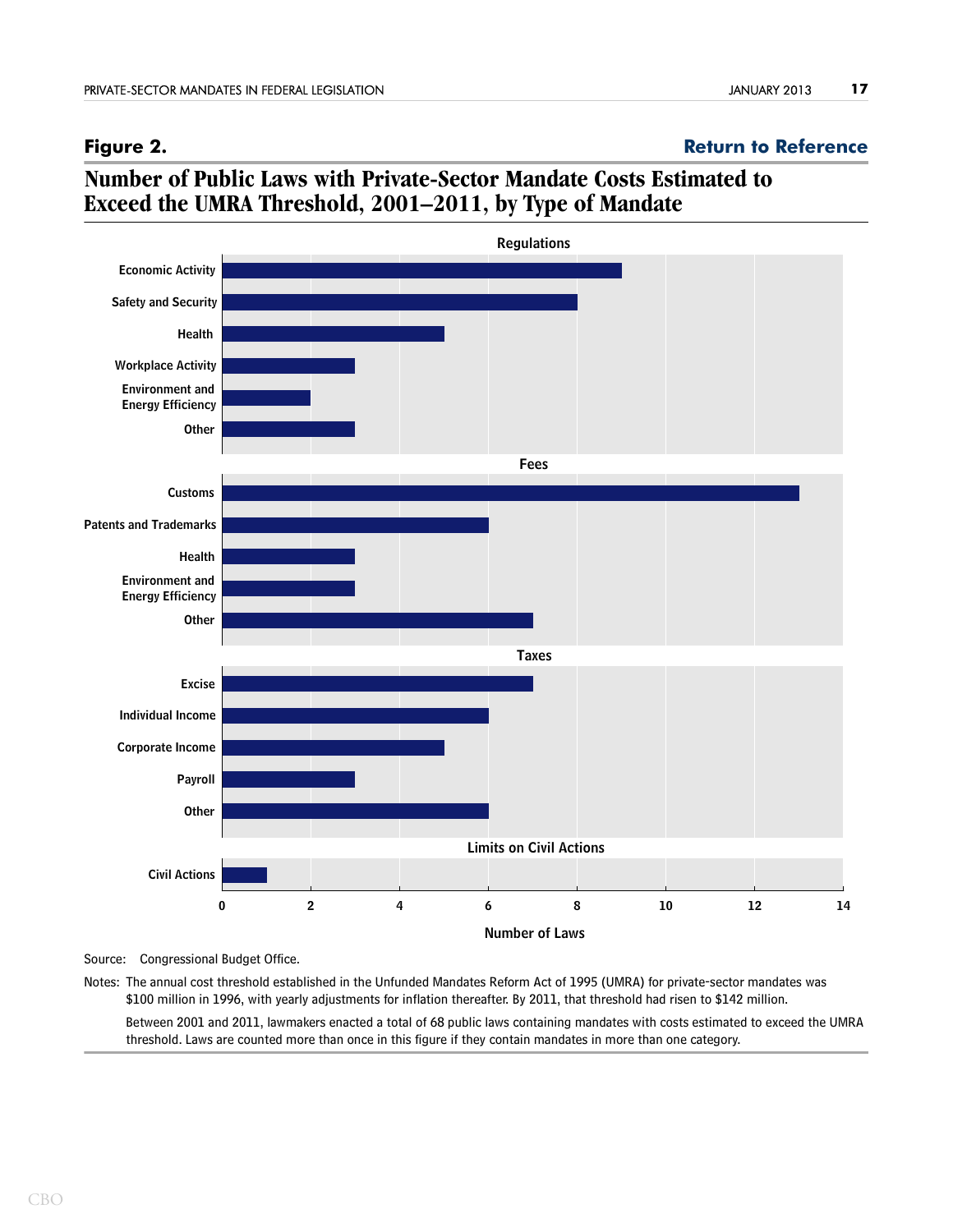## Figure 2.

Return to Reference

## Number of Public Laws with Private-Sector Mandate Costs Estimated to Exceed the UMRA Threshold, 2001–2011, by Type of Mandate

| Type of Mandate | Number of Laws |
|---|---|
| **Regulations** | |
| Economic Activity | 9 |
| Safety and Security | 8 |
| Health | 5 |
| Workplace Activity | 3 |
| Environment and Energy Efficiency | 2 |
| Other | 3 |
| **Fees** | |
| Customs | 13 |
| Patents and Trademarks | 6 |
| Health | 3 |
| Environment and Energy Efficiency | 3 |
| Other | 7 |
| **Taxes** | |
| Excise | 7 |
| Individual Income | 6 |
| Corporate Income | 5 |
| Payroll | 3 |
| Other | 6 |
| **Limits on Civil Actions** | |
| Civil Actions | 1 |

Source: Congressional Budget Office.

Notes: The annual cost threshold established in the Unfunded Mandates Reform Act of 1995 (UMRA) for private-sector mandates was $100 million in 1996, with yearly adjustments for inflation thereafter. By 2011, that threshold had risen to $142 million.

Between 2001 and 2011, lawmakers enacted a total of 68 public laws containing mandates with costs estimated to exceed the UMRA threshold. Laws are counted more than once in this figure if they contain mandates in more than one category.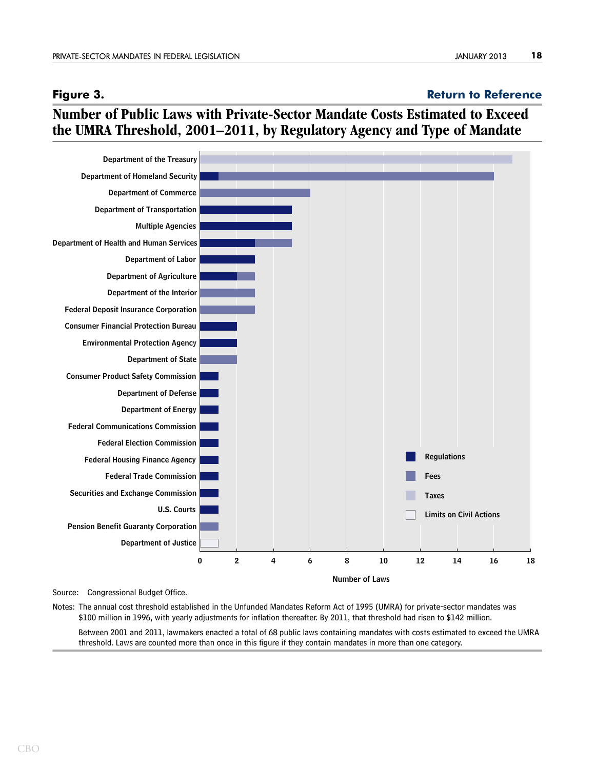**Figure 3.** **Return to Reference**

## Number of Public Laws with Private-Sector Mandate Costs Estimated to Exceed the UMRA Threshold, 2001–2011, by Regulatory Agency and Type of Mandate

| Agency | Regulations | Fees | Taxes | Limits on Civil Actions |
|---|---|---|---|---|
| Department of the Treasury | | | 17 | |
| Department of Homeland Security | 1 | 15 | | |
| Department of Commerce | | 6 | | |
| Department of Transportation | 5 | | | |
| Multiple Agencies | 5 | | | |
| Department of Health and Human Services | 3 | 2 | | |
| Department of Labor | 3 | | | |
| Department of Agriculture | 2 | 1 | | |
| Department of the Interior | | 3 | | |
| Federal Deposit Insurance Corporation | | 3 | | |
| Consumer Financial Protection Bureau | 2 | | | |
| Environmental Protection Agency | 2 | | | |
| Department of State | | 2 | | |
| Consumer Product Safety Commission | 1 | | | |
| Department of Defense | 1 | | | |
| Department of Energy | 1 | | | |
| Federal Communications Commission | 1 | | | |
| Federal Election Commission | 1 | | | |
| Federal Housing Finance Agency | 1 | | | |
| Federal Trade Commission | 1 | | | |
| Securities and Exchange Commission | 1 | | | |
| U.S. Courts | 1 | | | |
| Pension Benefit Guaranty Corporation | | 1 | | |
| Department of Justice | | | | 1 |

Number of Laws

Source: Congressional Budget Office.

Notes: The annual cost threshold established in the Unfunded Mandates Reform Act of 1995 (UMRA) for private-sector mandates was $100 million in 1996, with yearly adjustments for inflation thereafter. By 2011, that threshold had risen to $142 million.

Between 2001 and 2011, lawmakers enacted a total of 68 public laws containing mandates with costs estimated to exceed the UMRA threshold. Laws are counted more than once in this figure if they contain mandates in more than one category.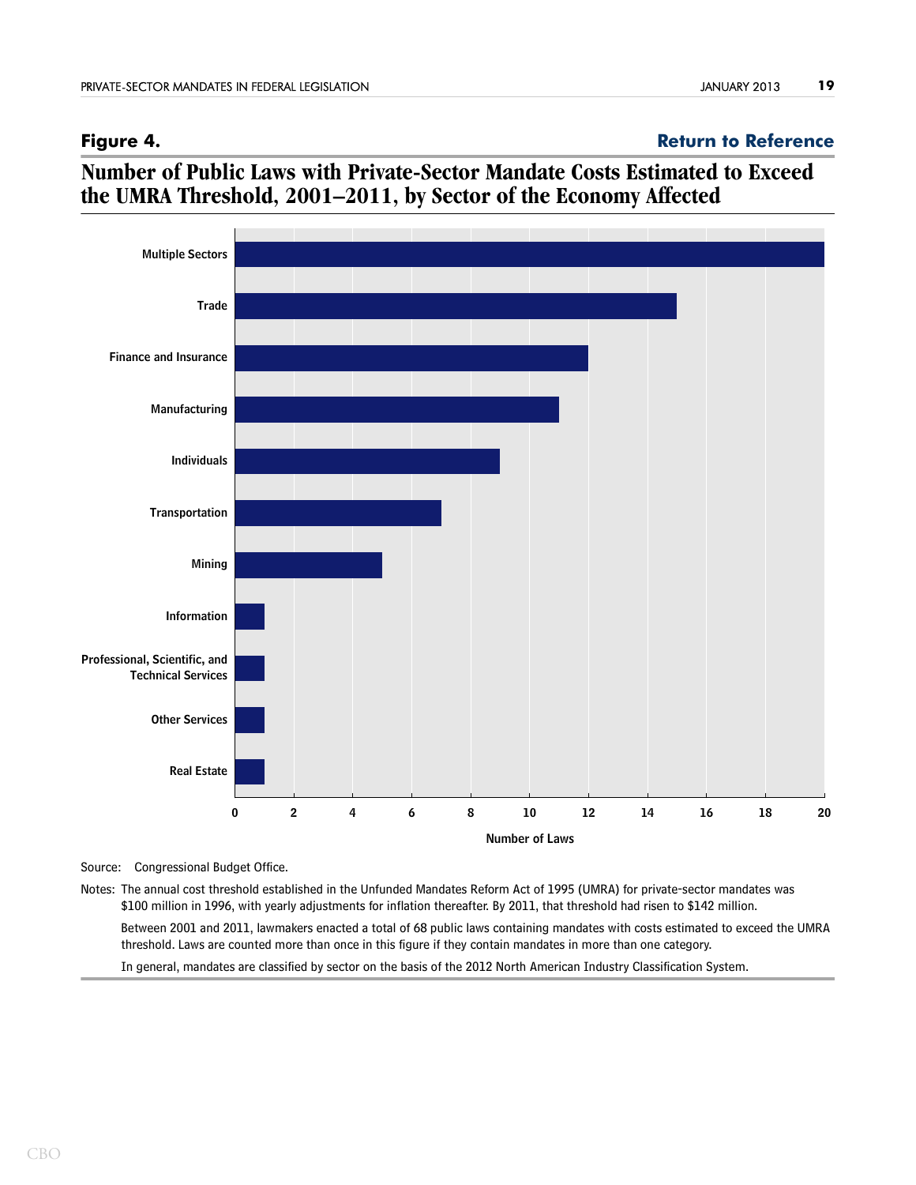**Figure 4.** **Return to Reference**

## Number of Public Laws with Private-Sector Mandate Costs Estimated to Exceed the UMRA Threshold, 2001–2011, by Sector of the Economy Affected

Multiple Sectors
Trade
Finance and Insurance
Manufacturing
Individuals
Transportation
Mining
Information
Professional, Scientific, and Technical Services
Other Services
Real Estate

0 2 4 6 8 10 12 14 16 18 20

Number of Laws

Source: Congressional Budget Office.

Notes: The annual cost threshold established in the Unfunded Mandates Reform Act of 1995 (UMRA) for private-sector mandates was $100 million in 1996, with yearly adjustments for inflation thereafter. By 2011, that threshold had risen to $142 million.

Between 2001 and 2011, lawmakers enacted a total of 68 public laws containing mandates with costs estimated to exceed the UMRA threshold. Laws are counted more than once in this figure if they contain mandates in more than one category.

In general, mandates are classified by sector on the basis of the 2012 North American Industry Classification System.